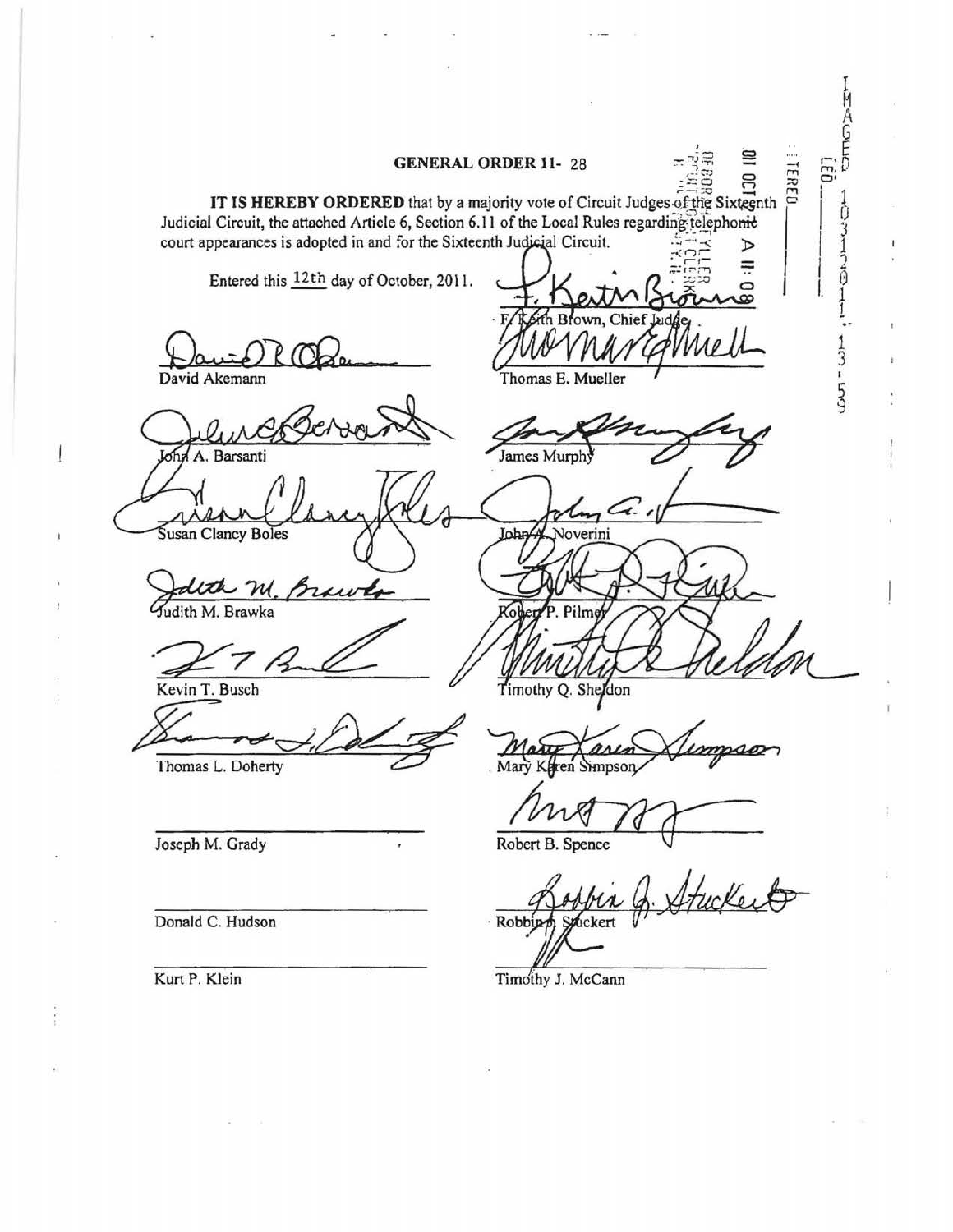# GENERAL ORDER 11- 28

**IT IS HEREBY ORDERED** that by a majority vote of Circuit Judges of the Sixteenth Judicial Circuit, the attached Article 6, Section 6.11 of the Local Rules regarding telephonic court appearances is adopted in and for the Sixteenth Judicial Circuit.

Entered this 12th day of October, 2011.

F. Keith Brown, Chief Judge

| | |
|---|---|
| David Akemann | Thomas E. Mueller |
| John A. Barsanti | James Murphy |
| Susan Clancy Boles | John A. Noverini |
| Judith M. Brawka | Robert P. Pilmer |
| Kevin T. Busch | Timothy Q. Sheldon |
| Thomas L. Doherty | Mary Karen Simpson |
| Joseph M. Grady | Robert B. Spence |
| Donald C. Hudson | Robbin J. Stuckert |
| Kurt P. Klein | Timothy J. McCann |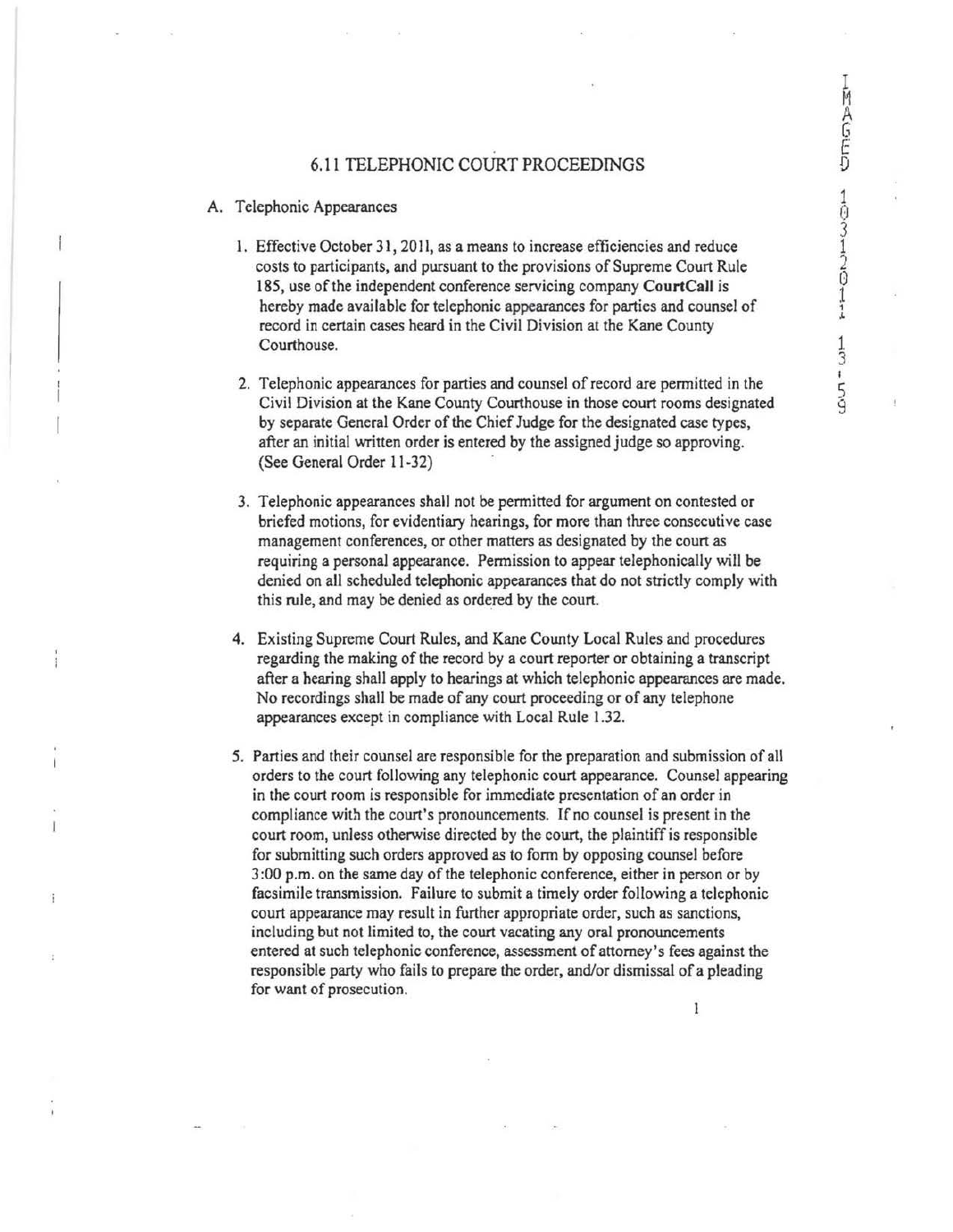# 6.11 TELEPHONIC COURT PROCEEDINGS

A. Telephonic Appearances

1. Effective October 31, 2011, as a means to increase efficiencies and reduce costs to participants, and pursuant to the provisions of Supreme Court Rule 185, use of the independent conference servicing company **CourtCall** is hereby made available for telephonic appearances for parties and counsel of record in certain cases heard in the Civil Division at the Kane County Courthouse.

2. Telephonic appearances for parties and counsel of record are permitted in the Civil Division at the Kane County Courthouse in those court rooms designated by separate General Order of the Chief Judge for the designated case types, after an initial written order is entered by the assigned judge so approving. (See General Order 11-32)

3. Telephonic appearances shall not be permitted for argument on contested or briefed motions, for evidentiary hearings, for more than three consecutive case management conferences, or other matters as designated by the court as requiring a personal appearance. Permission to appear telephonically will be denied on all scheduled telephonic appearances that do not strictly comply with this rule, and may be denied as ordered by the court.

4. Existing Supreme Court Rules, and Kane County Local Rules and procedures regarding the making of the record by a court reporter or obtaining a transcript after a hearing shall apply to hearings at which telephonic appearances are made. No recordings shall be made of any court proceeding or of any telephone appearances except in compliance with Local Rule 1.32.

5. Parties and their counsel are responsible for the preparation and submission of all orders to the court following any telephonic court appearance. Counsel appearing in the court room is responsible for immediate presentation of an order in compliance with the court's pronouncements. If no counsel is present in the court room, unless otherwise directed by the court, the plaintiff is responsible for submitting such orders approved as to form by opposing counsel before 3:00 p.m. on the same day of the telephonic conference, either in person or by facsimile transmission. Failure to submit a timely order following a telephonic court appearance may result in further appropriate order, such as sanctions, including but not limited to, the court vacating any oral pronouncements entered at such telephonic conference, assessment of attorney's fees against the responsible party who fails to prepare the order, and/or dismissal of a pleading for want of prosecution.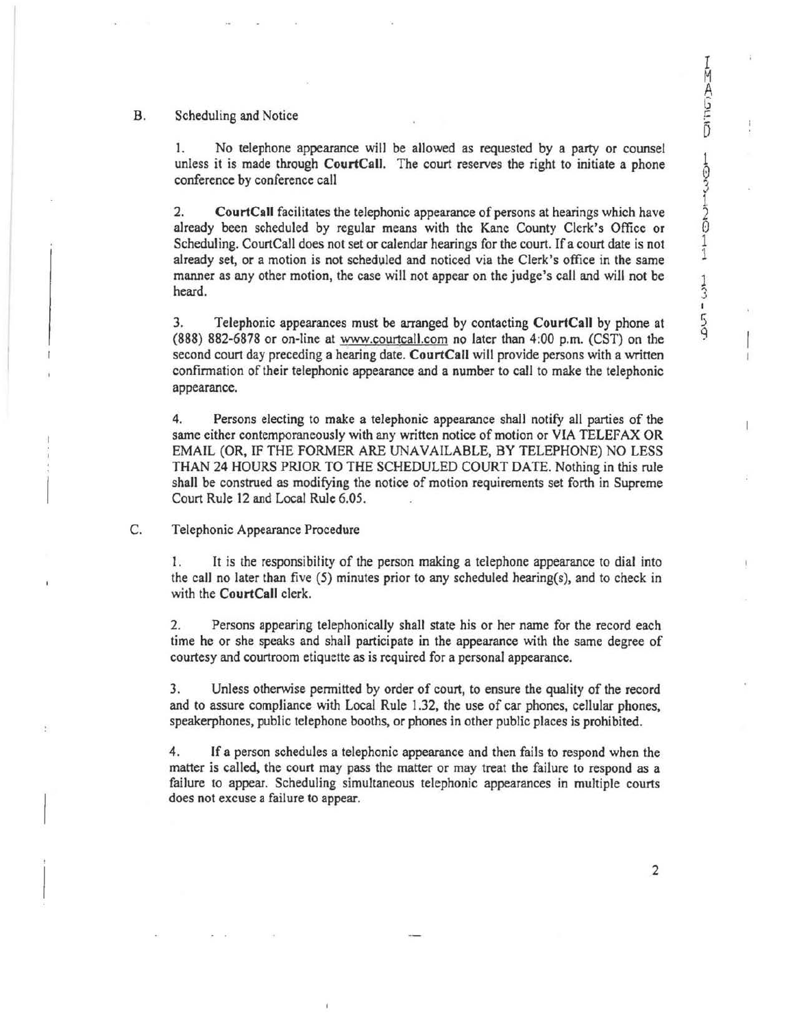B. Scheduling and Notice

1. No telephone appearance will be allowed as requested by a party or counsel unless it is made through **CourtCall**. The court reserves the right to initiate a phone conference by conference call

2. **CourtCall** facilitates the telephonic appearance of persons at hearings which have already been scheduled by regular means with the Kane County Clerk's Office or Scheduling. CourtCall does not set or calendar hearings for the court. If a court date is not already set, or a motion is not scheduled and noticed via the Clerk's office in the same manner as any other motion, the case will not appear on the judge's call and will not be heard.

3. Telephonic appearances must be arranged by contacting **CourtCall** by phone at (888) 882-6878 or on-line at www.courtcall.com no later than 4:00 p.m. (CST) on the second court day preceding a hearing date. **CourtCall** will provide persons with a written confirmation of their telephonic appearance and a number to call to make the telephonic appearance.

4. Persons electing to make a telephonic appearance shall notify all parties of the same either contemporaneously with any written notice of motion or VIA TELEFAX OR EMAIL (OR, IF THE FORMER ARE UNAVAILABLE, BY TELEPHONE) NO LESS THAN 24 HOURS PRIOR TO THE SCHEDULED COURT DATE. Nothing in this rule shall be construed as modifying the notice of motion requirements set forth in Supreme Court Rule 12 and Local Rule 6.05.

C. Telephonic Appearance Procedure

1. It is the responsibility of the person making a telephone appearance to dial into the call no later than five (5) minutes prior to any scheduled hearing(s), and to check in with the **CourtCall** clerk.

2. Persons appearing telephonically shall state his or her name for the record each time he or she speaks and shall participate in the appearance with the same degree of courtesy and courtroom etiquette as is required for a personal appearance.

3. Unless otherwise permitted by order of court, to ensure the quality of the record and to assure compliance with Local Rule 1.32, the use of car phones, cellular phones, speakerphones, public telephone booths, or phones in other public places is prohibited.

4. If a person schedules a telephonic appearance and then fails to respond when the matter is called, the court may pass the matter or may treat the failure to respond as a failure to appear. Scheduling simultaneous telephonic appearances in multiple courts does not excuse a failure to appear.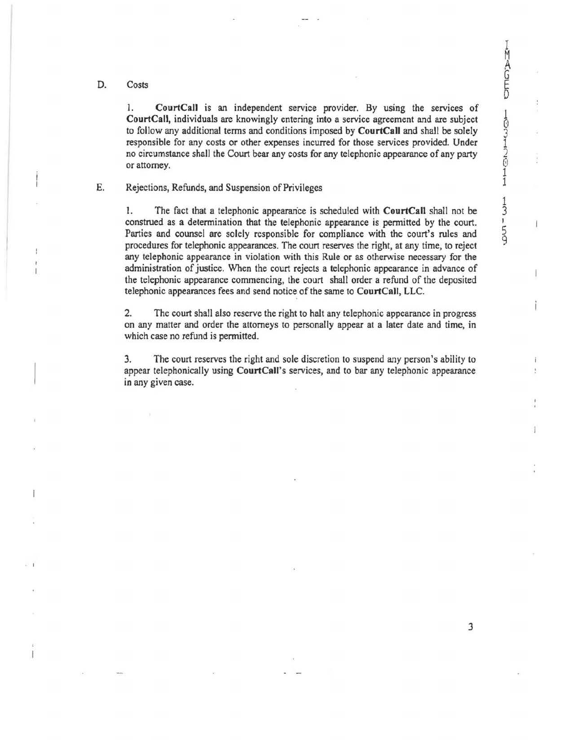D. Costs

1. **CourtCall** is an independent service provider. By using the services of **CourtCall**, individuals are knowingly entering into a service agreement and are subject to follow any additional terms and conditions imposed by **CourtCall** and shall be solely responsible for any costs or other expenses incurred for those services provided. Under no circumstance shall the Court bear any costs for any telephonic appearance of any party or attorney.

E. Rejections, Refunds, and Suspension of Privileges

1. The fact that a telephonic appearance is scheduled with **CourtCall** shall not be construed as a determination that the telephonic appearance is permitted by the court. Parties and counsel are solely responsible for compliance with the court's rules and procedures for telephonic appearances. The court reserves the right, at any time, to reject any telephonic appearance in violation with this Rule or as otherwise necessary for the administration of justice. When the court rejects a telephonic appearance in advance of the telephonic appearance commencing, the court shall order a refund of the deposited telephonic appearances fees and send notice of the same to **CourtCall**, LLC.

2. The court shall also reserve the right to halt any telephonic appearance in progress on any matter and order the attorneys to personally appear at a later date and time, in which case no refund is permitted.

3. The court reserves the right and sole discretion to suspend any person's ability to appear telephonically using **CourtCall**'s services, and to bar any telephonic appearance in any given case.